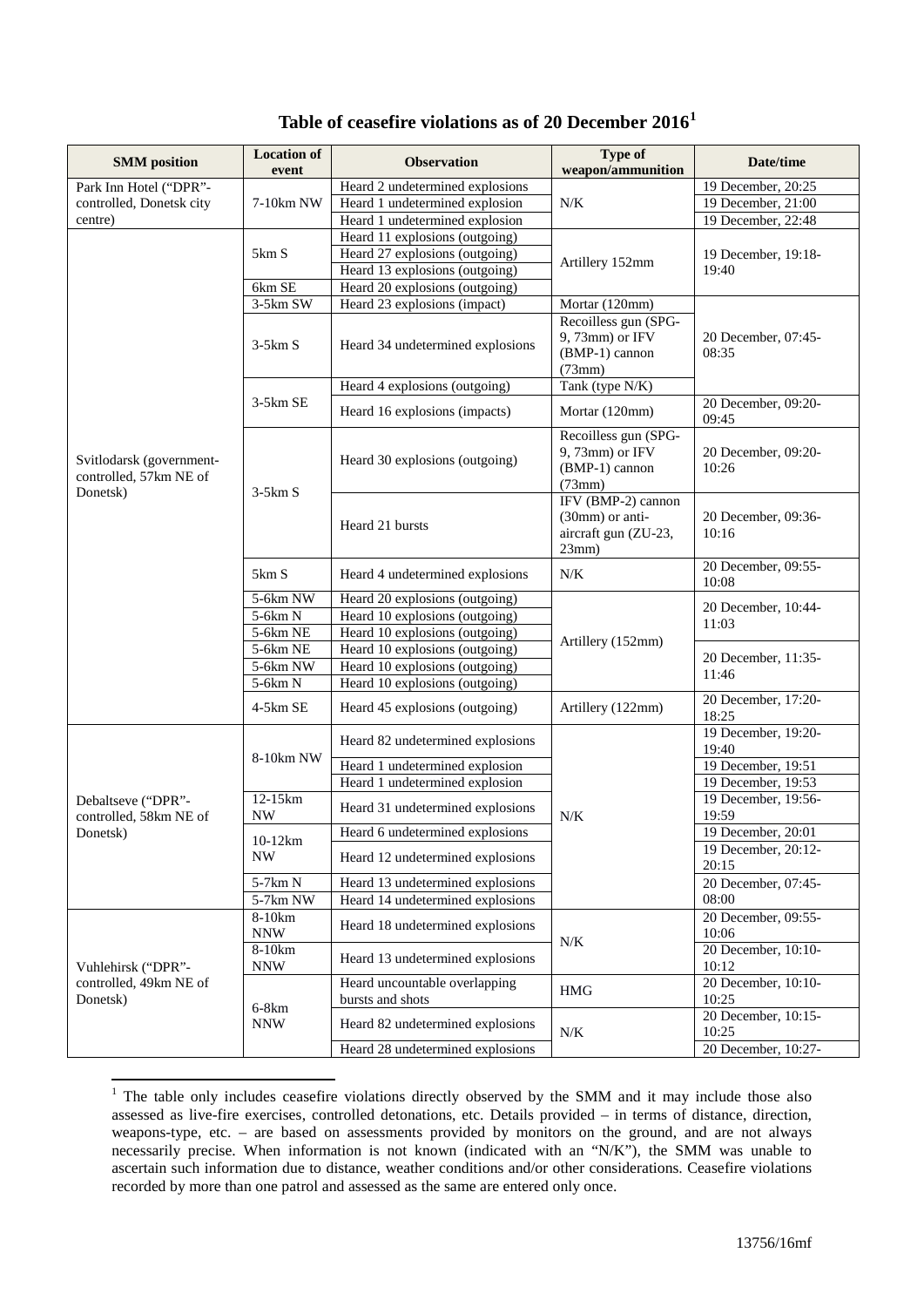# Table of ceasefire violations as of 20 December 2016[1]

| SMM position | Location of event | Observation | Type of weapon/ammunition | Date/time |
|---|---|---|---|---|
| Park Inn Hotel ("DPR"-controlled, Donetsk city centre) | 7-10km NW | Heard 2 undetermined explosions | N/K | 19 December, 20:25 |
| | | Heard 1 undetermined explosion | | 19 December, 21:00 |
| | | Heard 1 undetermined explosion | | 19 December, 22:48 |
| Svitlodarsk (government-controlled, 57km NE of Donetsk) | 5km S | Heard 11 explosions (outgoing) | Artillery 152mm | 19 December, 19:18-19:40 |
| | | Heard 27 explosions (outgoing) | | |
| | | Heard 13 explosions (outgoing) | | |
| | 6km SE | Heard 20 explosions (outgoing) | | |
| | 3-5km SW | Heard 23 explosions (impact) | Mortar (120mm) | 20 December, 07:45-08:35 |
| | 3-5km S | Heard 34 undetermined explosions | Recoilless gun (SPG-9, 73mm) or IFV (BMP-1) cannon (73mm) | |
| | 3-5km SE | Heard 4 explosions (outgoing) | Tank (type N/K) | |
| | | Heard 16 explosions (impacts) | Mortar (120mm) | 20 December, 09:20-09:45 |
| | 3-5km S | Heard 30 explosions (outgoing) | Recoilless gun (SPG-9, 73mm) or IFV (BMP-1) cannon (73mm) | 20 December, 09:20-10:26 |
| | | Heard 21 bursts | IFV (BMP-2) cannon (30mm) or anti-aircraft gun (ZU-23, 23mm) | 20 December, 09:36-10:16 |
| | 5km S | Heard 4 undetermined explosions | N/K | 20 December, 09:55-10:08 |
| | 5-6km NW | Heard 20 explosions (outgoing) | Artillery (152mm) | 20 December, 10:44-11:03 |
| | 5-6km N | Heard 10 explosions (outgoing) | | |
| | 5-6km NE | Heard 10 explosions (outgoing) | | |
| | 5-6km NE | Heard 10 explosions (outgoing) | | 20 December, 11:35-11:46 |
| | 5-6km NW | Heard 10 explosions (outgoing) | | |
| | 5-6km N | Heard 10 explosions (outgoing) | | |
| | 4-5km SE | Heard 45 explosions (outgoing) | Artillery (122mm) | 20 December, 17:20-18:25 |
| Debaltseve ("DPR"-controlled, 58km NE of Donetsk) | 8-10km NW | Heard 82 undetermined explosions | N/K | 19 December, 19:20-19:40 |
| | | Heard 1 undetermined explosion | | 19 December, 19:51 |
| | | Heard 1 undetermined explosion | | 19 December, 19:53 |
| | 12-15km NW | Heard 31 undetermined explosions | | 19 December, 19:56-19:59 |
| | 10-12km NW | Heard 6 undetermined explosions | | 19 December, 20:01 |
| | | Heard 12 undetermined explosions | | 19 December, 20:12-20:15 |
| | 5-7km N | Heard 13 undetermined explosions | | 20 December, 07:45-08:00 |
| | 5-7km NW | Heard 14 undetermined explosions | | |
| Vuhlehirsk ("DPR"-controlled, 49km NE of Donetsk) | 8-10km NNW | Heard 18 undetermined explosions | N/K | 20 December, 09:55-10:06 |
| | 8-10km NNW | Heard 13 undetermined explosions | | 20 December, 10:10-10:12 |
| | 6-8km NNW | Heard uncountable overlapping bursts and shots | HMG | 20 December, 10:10-10:25 |
| | | Heard 82 undetermined explosions | N/K | 20 December, 10:15-10:25 |
| | | Heard 28 undetermined explosions | | 20 December, 10:27- |

[1] The table only includes ceasefire violations directly observed by the SMM and it may include those also assessed as live-fire exercises, controlled detonations, etc. Details provided – in terms of distance, direction, weapons-type, etc. – are based on assessments provided by monitors on the ground, and are not always necessarily precise. When information is not known (indicated with an "N/K"), the SMM was unable to ascertain such information due to distance, weather conditions and/or other considerations. Ceasefire violations recorded by more than one patrol and assessed as the same are entered only once.

13756/16mf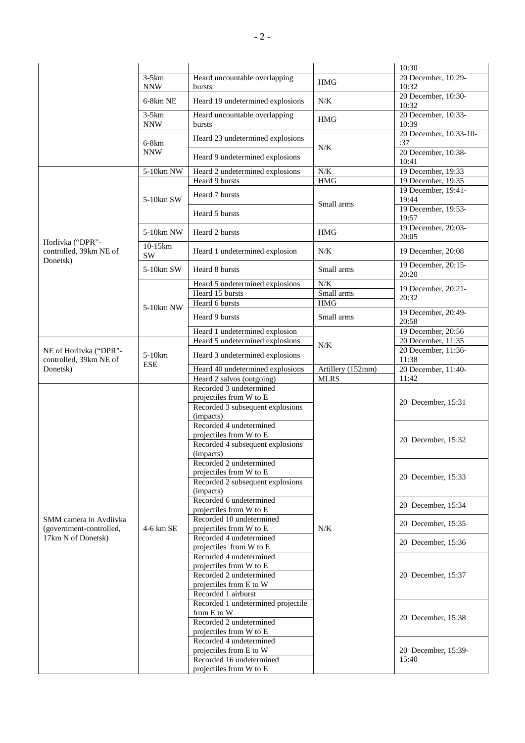| | | | | 10:30 |
|---|---|---|---|---|
| | 3-5km NNW | Heard uncountable overlapping bursts | HMG | 20 December, 10:29-10:32 |
| | 6-8km NE | Heard 19 undetermined explosions | N/K | 20 December, 10:30-10:32 |
| | 3-5km NNW | Heard uncountable overlapping bursts | HMG | 20 December, 10:33-10:39 |
| | 6-8km NNW | Heard 23 undetermined explosions | N/K | 20 December, 10:33-10-:37 |
| | | Heard 9 undetermined explosions | | 20 December, 10:38-10:41 |
| Horlivka ("DPR"-controlled, 39km NE of Donetsk) | 5-10km NW | Heard 2 undetermined explosions | N/K | 19 December, 19:33 |
| | 5-10km SW | Heard 9 bursts | HMG | 19 December, 19:35 |
| | | Heard 7 bursts | Small arms | 19 December, 19:41-19:44 |
| | | Heard 5 bursts | | 19 December, 19:53-19:57 |
| | 5-10km NW | Heard 2 bursts | HMG | 19 December, 20:03-20:05 |
| | 10-15km SW | Heard 1 undetermined explosion | N/K | 19 December, 20:08 |
| | 5-10km SW | Heard 8 bursts | Small arms | 19 December, 20:15-20:20 |
| | 5-10km NW | Heard 5 undetermined explosions | N/K | 19 December, 20:21-20:32 |
| | | Heard 15 bursts | Small arms | |
| | | Heard 6 bursts | HMG | |
| | | Heard 9 bursts | Small arms | 19 December, 20:49-20:58 |
| | | Heard 1 undetermined explosion | N/K | 19 December, 20:56 |
| NE of Horlivka ("DPR"-controlled, 39km NE of Donetsk) | 5-10km ESE | Heard 5 undetermined explosions | | 20 December, 11:35 |
| | | Heard 3 undetermined explosions | | 20 December, 11:36-11:38 |
| | | Heard 40 undetermined explosions | Artillery (152mm) | 20 December, 11:40-11:42 |
| | | Heard 2 salvos (outgoing) | MLRS | |
| SMM camera in Avdiivka (government-controlled, 17km N of Donetsk) | 4-6 km SE | Recorded 3 undetermined projectiles from W to E | N/K | 20 December, 15:31 |
| | | Recorded 3 subsequent explosions (impacts) | | |
| | | Recorded 4 undetermined projectiles from W to E | | 20 December, 15:32 |
| | | Recorded 4 subsequent explosions (impacts) | | |
| | | Recorded 2 undetermined projectiles from W to E | | 20 December, 15:33 |
| | | Recorded 2 subsequent explosions (impacts) | | |
| | | Recorded 6 undetermined projectiles from W to E | | 20 December, 15:34 |
| | | Recorded 10 undetermined projectiles from W to E | | 20 December, 15:35 |
| | | Recorded 4 undetermined projectiles from W to E | | 20 December, 15:36 |
| | | Recorded 4 undetermined projectiles from W to E | | 20 December, 15:37 |
| | | Recorded 2 undetermined projectiles from E to W | | |
| | | Recorded 1 airburst | | |
| | | Recorded 1 undetermined projectile from E to W | | 20 December, 15:38 |
| | | Recorded 2 undetermined projectiles from W to E | | |
| | | Recorded 4 undetermined projectiles from E to W | | 20 December, 15:39-15:40 |
| | | Recorded 16 undetermined projectiles from W to E | | |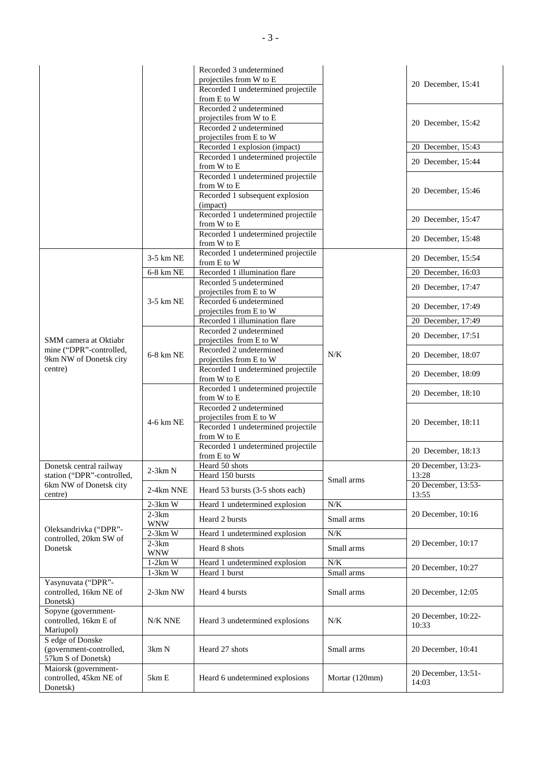| | | | | |
|---|---|---|---|---|
| | | Recorded 3 undetermined projectiles from W to E | | 20 December, 15:41 |
| | | Recorded 1 undetermined projectile from E to W | | |
| | | Recorded 2 undetermined projectiles from W to E | | 20 December, 15:42 |
| | | Recorded 2 undetermined projectiles from E to W | | |
| | | Recorded 1 explosion (impact) | | 20 December, 15:43 |
| | | Recorded 1 undetermined projectile from W to E | | 20 December, 15:44 |
| | | Recorded 1 undetermined projectile from W to E | | 20 December, 15:46 |
| | | Recorded 1 subsequent explosion (impact) | | |
| | | Recorded 1 undetermined projectile from W to E | | 20 December, 15:47 |
| | | Recorded 1 undetermined projectile from W to E | | 20 December, 15:48 |
| SMM camera at Oktiabr mine ("DPR"-controlled, 9km NW of Donetsk city centre) | 3-5 km NE | Recorded 1 undetermined projectile from E to W | N/K | 20 December, 15:54 |
| | 6-8 km NE | Recorded 1 illumination flare | | 20 December, 16:03 |
| | 3-5 km NE | Recorded 5 undetermined projectiles from E to W | | 20 December, 17:47 |
| | | Recorded 6 undetermined projectiles from E to W | | 20 December, 17:49 |
| | | Recorded 1 illumination flare | | 20 December, 17:49 |
| | 6-8 km NE | Recorded 2 undetermined projectiles from E to W | | 20 December, 17:51 |
| | | Recorded 2 undetermined projectiles from E to W | | 20 December, 18:07 |
| | | Recorded 1 undetermined projectile from W to E | | 20 December, 18:09 |
| | 4-6 km NE | Recorded 1 undetermined projectile from W to E | | 20 December, 18:10 |
| | | Recorded 2 undetermined projectiles from E to W | | 20 December, 18:11 |
| | | Recorded 1 undetermined projectile from W to E | | |
| | | Recorded 1 undetermined projectile from E to W | | 20 December, 18:13 |
| Donetsk central railway station ("DPR"-controlled, 6km NW of Donetsk city centre) | 2-3km N | Heard 50 shots | Small arms | 20 December, 13:23-13:28 |
| | | Heard 150 bursts | | |
| | 2-4km NNE | Heard 53 bursts (3-5 shots each) | | 20 December, 13:53-13:55 |
| Oleksandrivka ("DPR"-controlled, 20km SW of Donetsk | 2-3km W | Heard 1 undetermined explosion | N/K | 20 December, 10:16 |
| | 2-3km WNW | Heard 2 bursts | Small arms | |
| | 2-3km W | Heard 1 undetermined explosion | N/K | 20 December, 10:17 |
| | 2-3km WNW | Heard 8 shots | Small arms | |
| | 1-2km W | Heard 1 undetermined explosion | N/K | 20 December, 10:27 |
| | 1-3km W | Heard 1 burst | Small arms | |
| Yasynuvata ("DPR"-controlled, 16km NE of Donetsk) | 2-3km NW | Heard 4 bursts | Small arms | 20 December, 12:05 |
| Sopyne (government-controlled, 16km E of Mariupol) | N/K NNE | Heard 3 undetermined explosions | N/K | 20 December, 10:22-10:33 |
| S edge of Donske (government-controlled, 57km S of Donetsk) | 3km N | Heard 27 shots | Small arms | 20 December, 10:41 |
| Maiorsk (government-controlled, 45km NE of Donetsk) | 5km E | Heard 6 undetermined explosions | Mortar (120mm) | 20 December, 13:51-14:03 |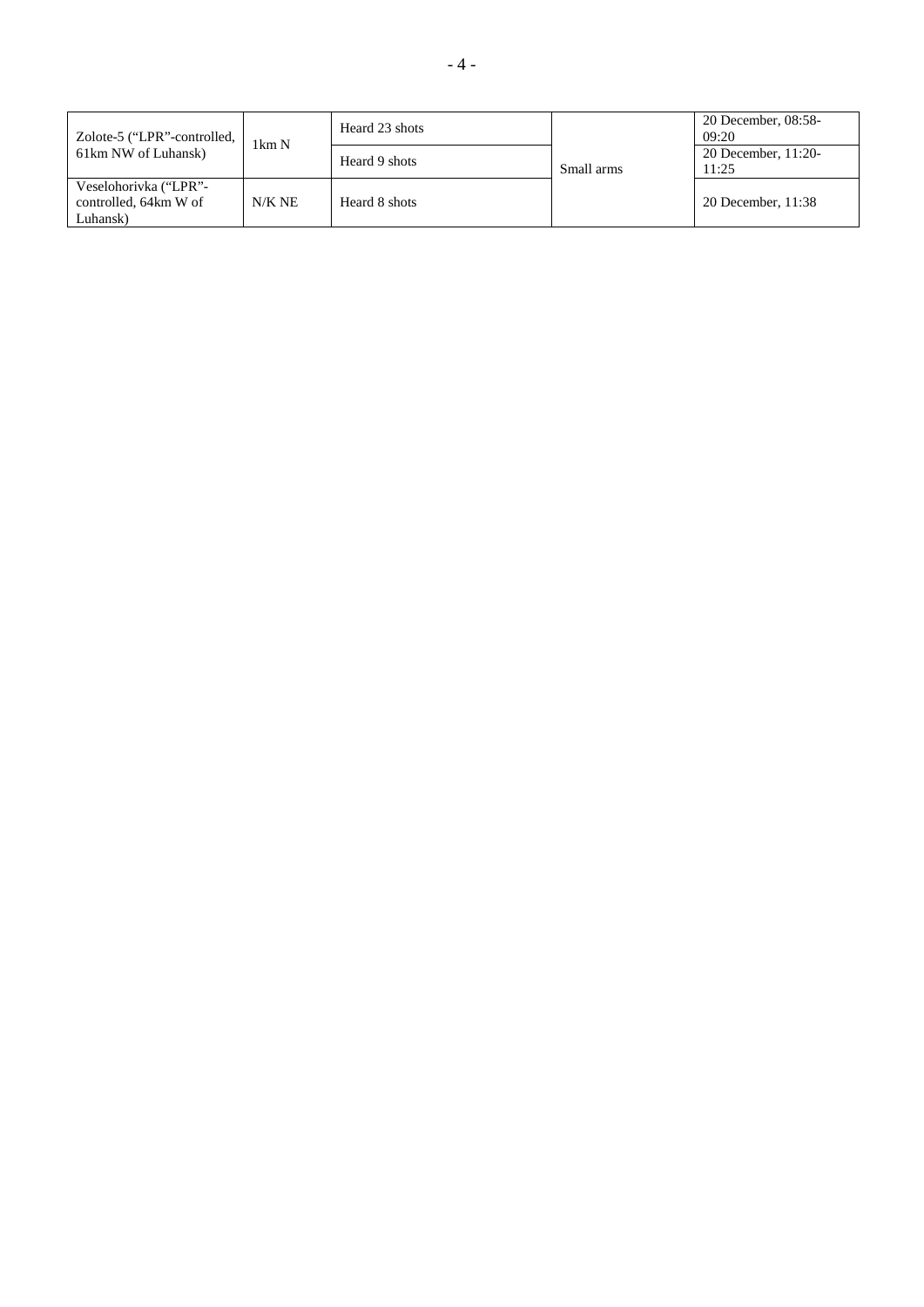| | | | | |
|---|---|---|---|---|
| Zolote-5 (“LPR”-controlled, 61km NW of Luhansk) | 1km N | Heard 23 shots | Small arms | 20 December, 08:58-09:20 |
| | | Heard 9 shots | | 20 December, 11:20-11:25 |
| Veselohorivka (“LPR”-controlled, 64km W of Luhansk) | N/K NE | Heard 8 shots | | 20 December, 11:38 |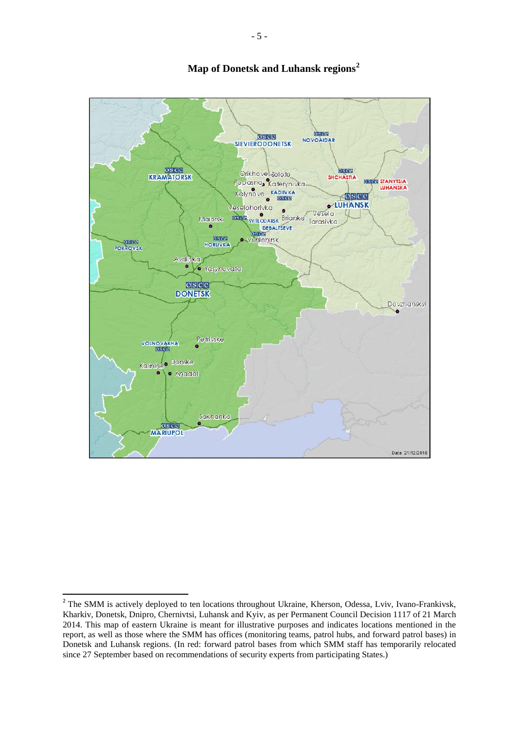# Map of Donetsk and Luhansk regions[2]

SIEVIERODONETSK
NOVOAIDAR
KRAMATORSK
Orikhove
Zolote
Popasna
Katerynivka
SHCHASTIA
STANYTSIA LUHANSKA
Kalynove
KADIIVKA
LUHANSK
Veselohorivka
Vesela Tarasivka
Maiorsk
SVITLODARSK
Brianka
DEBALTSEVE
HORLIVKA
Vuhlehirsk
POKROVSK
Avdiivka
Yasynuvata
DONETSK
Dovzhanskyi
Petrivske
VOLNOVAKHA
Donske
Kalinine
Anadol
Sakhanka
MARIUPOL
Date: 21/12/2016

---

[2] The SMM is actively deployed to ten locations throughout Ukraine, Kherson, Odessa, Lviv, Ivano-Frankivsk, Kharkiv, Donetsk, Dnipro, Chernivtsi, Luhansk and Kyiv, as per Permanent Council Decision 1117 of 21 March 2014. This map of eastern Ukraine is meant for illustrative purposes and indicates locations mentioned in the report, as well as those where the SMM has offices (monitoring teams, patrol hubs, and forward patrol bases) in Donetsk and Luhansk regions. (In red: forward patrol bases from which SMM staff has temporarily relocated since 27 September based on recommendations of security experts from participating States.)